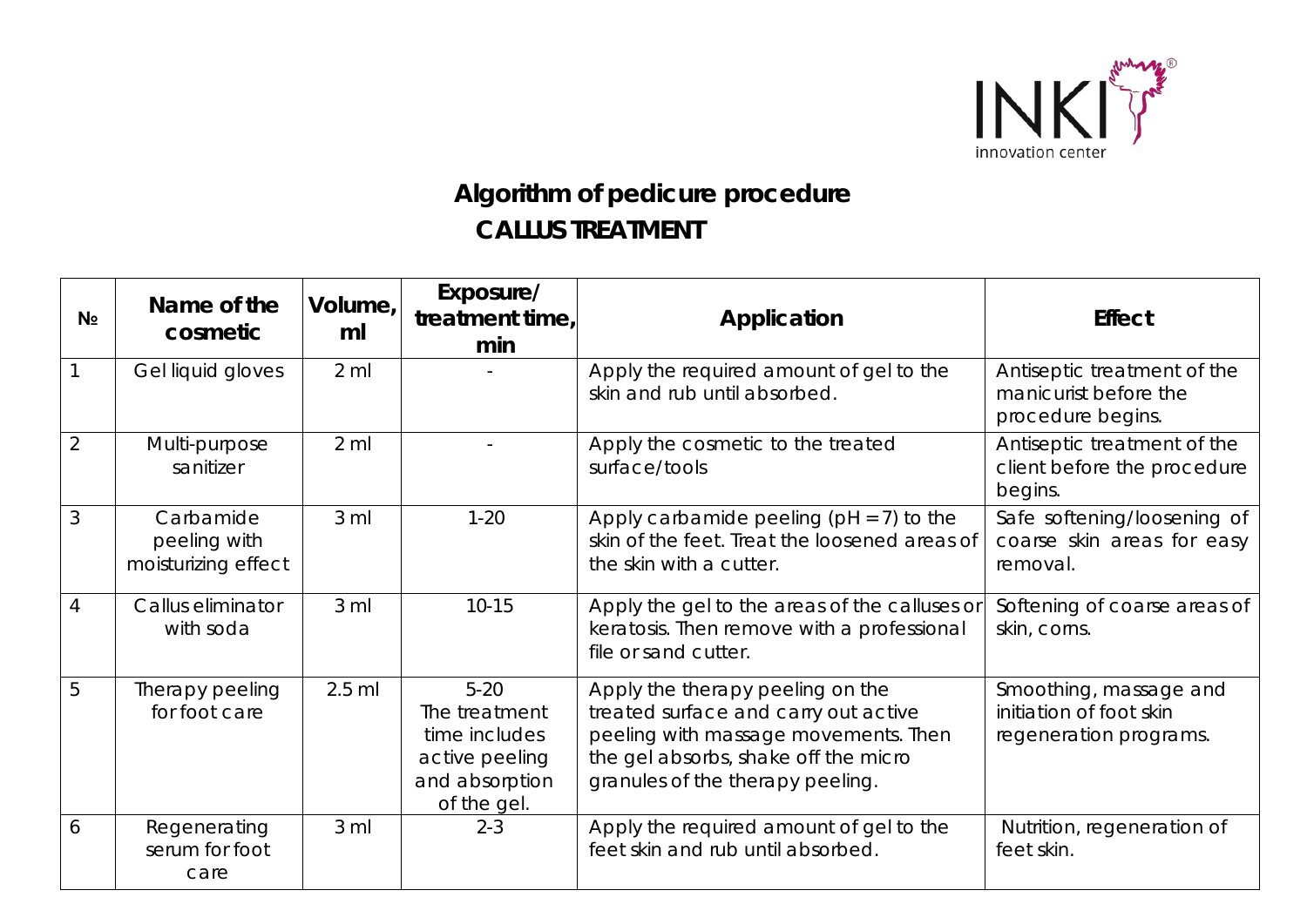# Algorithm of pedicure procedure

## CALLUS TREATMENT

| № | Name of the cosmetic | Volume, ml | Exposure/ treatment time, min | Application | Effect |
|---|---|---|---|---|---|
| 1 | Gel liquid gloves | 2 ml | - | Apply the required amount of gel to the skin and rub until absorbed. | Antiseptic treatment of the manicurist before the procedure begins. |
| 2 | Multi-purpose sanitizer | 2 ml | - | Apply the cosmetic to the treated surface/tools | Antiseptic treatment of the client before the procedure begins. |
| 3 | Carbamide peeling with moisturizing effect | 3 ml | 1-20 | Apply carbamide peeling (pH = 7) to the skin of the feet. Treat the loosened areas of the skin with a cutter. | Safe softening/loosening of coarse skin areas for easy removal. |
| 4 | Callus eliminator with soda | 3 ml | 10-15 | Apply the gel to the areas of the calluses or keratosis. Then remove with a professional file or sand cutter. | Softening of coarse areas of skin, corns. |
| 5 | Therapy peeling for foot care | 2.5 ml | 5-20 The treatment time includes active peeling and absorption of the gel. | Apply the therapy peeling on the treated surface and carry out active peeling with massage movements. Then the gel absorbs, shake off the micro granules of the therapy peeling. | Smoothing, massage and initiation of foot skin regeneration programs. |
| 6 | Regenerating serum for foot care | 3 ml | 2-3 | Apply the required amount of gel to the feet skin and rub until absorbed. | Nutrition, regeneration of feet skin. |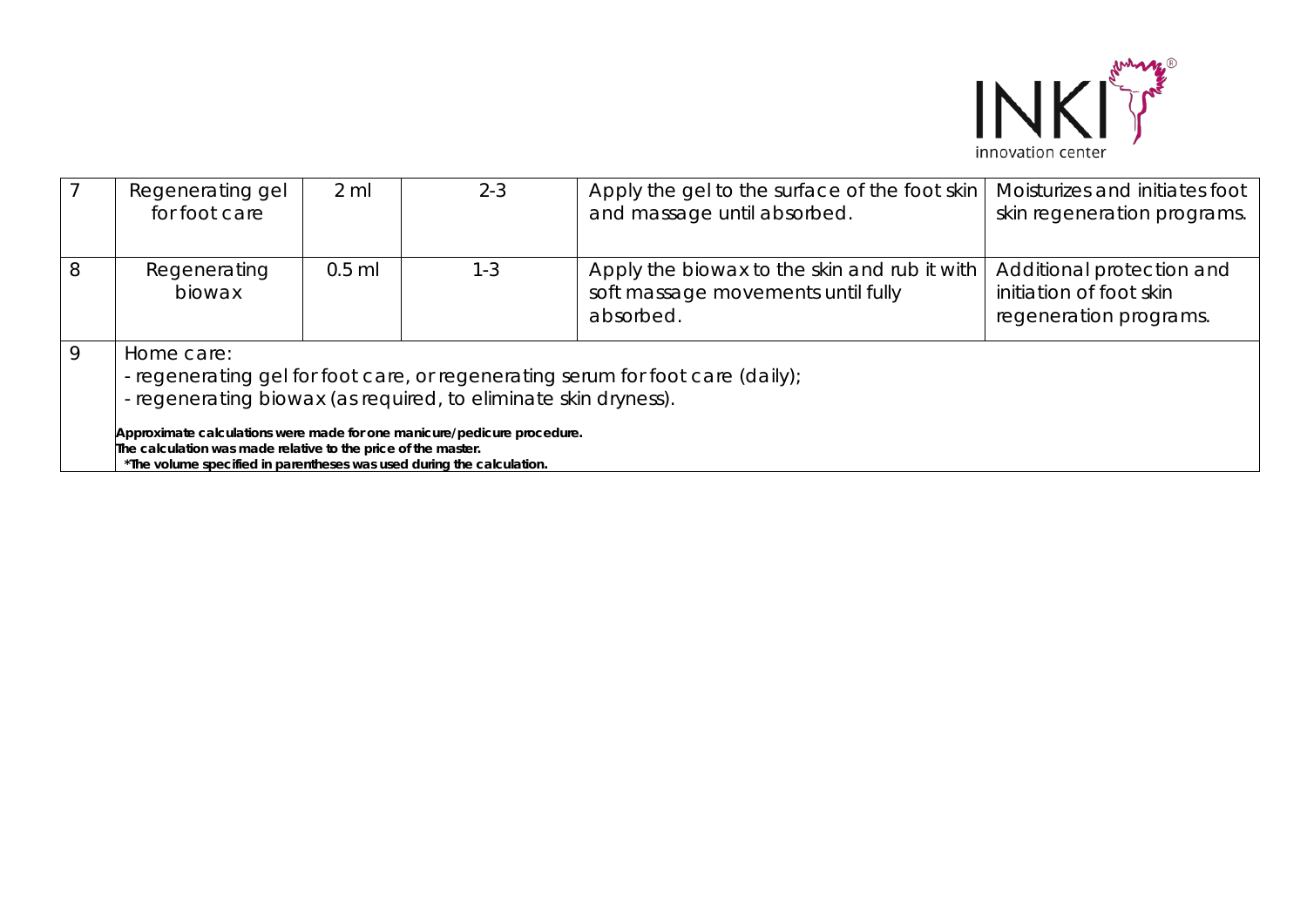| | | | | | |
|---|---|---|---|---|---|
| 7 | Regenerating gel for foot care | 2 ml | 2-3 | Apply the gel to the surface of the foot skin and massage until absorbed. | Moisturizes and initiates foot skin regeneration programs. |
| 8 | Regenerating biowax | 0.5 ml | 1-3 | Apply the biowax to the skin and rub it with soft massage movements until fully absorbed. | Additional protection and initiation of foot skin regeneration programs. |
| 9 | Home care:<br>- regenerating gel for foot care, or regenerating serum for foot care (daily);<br>- regenerating biowax (as required, to eliminate skin dryness).<br><br>**Approximate calculations were made for one manicure/pedicure procedure.**<br>**The calculation was made relative to the price of the master.**<br>**\*The volume specified in parentheses was used during the calculation.** | | | | |